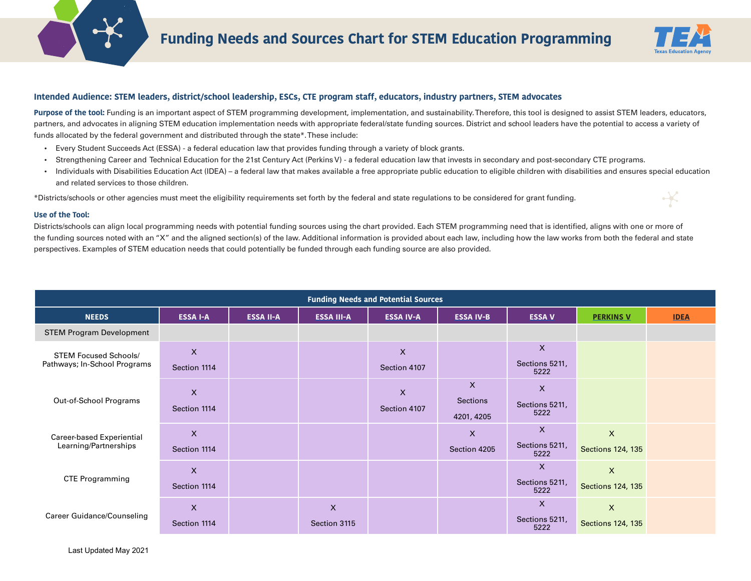# Funding Needs and Sources Chart for STEM Education Programming

**Intended Audience: STEM leaders, district/school leadership, ESCs, CTE program staff, educators, industry partners, STEM advocates**

**Purpose of the tool:** Funding is an important aspect of STEM programming development, implementation, and sustainability. Therefore, this tool is designed to assist STEM leaders, educators, partners, and advocates in aligning STEM education implementation needs with appropriate federal/state funding sources. District and school leaders have the potential to access a variety of funds allocated by the federal government and distributed through the state*. These include:

- Every Student Succeeds Act (ESSA) - a federal education law that provides funding through a variety of block grants.
- Strengthening Career and Technical Education for the 21st Century Act (Perkins V) - a federal education law that invests in secondary and post-secondary CTE programs.
- Individuals with Disabilities Education Act (IDEA) – a federal law that makes available a free appropriate public education to eligible children with disabilities and ensures special education and related services to those children.

*Districts/schools or other agencies must meet the eligibility requirements set forth by the federal and state regulations to be considered for grant funding.

**Use of the Tool:**
Districts/schools can align local programming needs with potential funding sources using the chart provided. Each STEM programming need that is identified, aligns with one or more of the funding sources noted with an "X" and the aligned section(s) of the law. Additional information is provided about each law, including how the law works from both the federal and state perspectives. Examples of STEM education needs that could potentially be funded through each funding source are also provided.

| Funding Needs and Potential Sources | | | | | | | | |
|---|---|---|---|---|---|---|---|---|
| **NEEDS** | **ESSA I-A** | **ESSA II-A** | **ESSA III-A** | **ESSA IV-A** | **ESSA IV-B** | **ESSA V** | **PERKINS V** | **IDEA** |
| STEM Program Development | | | | | | | | |
| STEM Focused Schools/ Pathways; In-School Programs | X Section 1114 | | | X Section 4107 | | X Sections 5211, 5222 | | |
| Out-of-School Programs | X Section 1114 | | | X Section 4107 | X Sections 4201, 4205 | X Sections 5211, 5222 | | |
| Career-based Experiential Learning/Partnerships | X Section 1114 | | | | X Section 4205 | X Sections 5211, 5222 | X Sections 124, 135 | |
| CTE Programming | X Section 1114 | | | | | X Sections 5211, 5222 | X Sections 124, 135 | |
| Career Guidance/Counseling | X Section 1114 | | X Section 3115 | | | X Sections 5211, 5222 | X Sections 124, 135 | |

Last Updated May 2021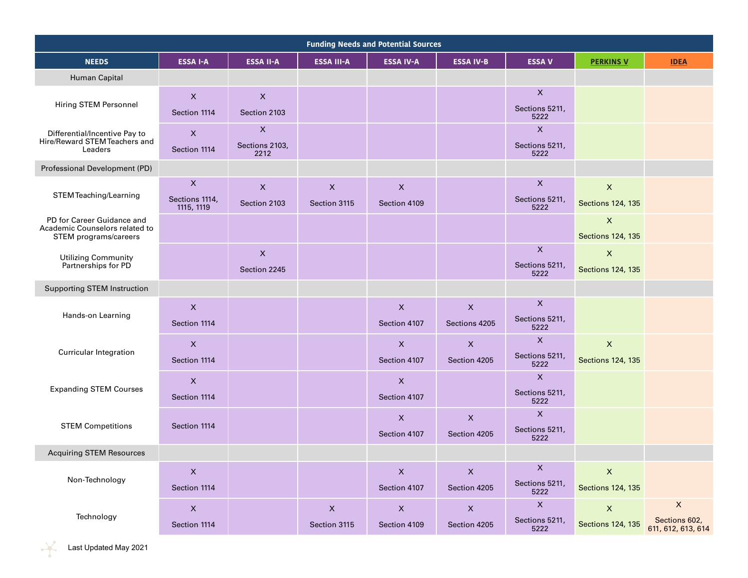| Funding Needs and Potential Sources | | | | | | | | |
|---|---|---|---|---|---|---|---|---|
| **NEEDS** | **ESSA I-A** | **ESSA II-A** | **ESSA III-A** | **ESSA IV-A** | **ESSA IV-B** | **ESSA V** | **PERKINS V** | **IDEA** |
| Human Capital | | | | | | | | |
| Hiring STEM Personnel | X Section 1114 | X Section 2103 | | | | X Sections 5211, 5222 | | |
| Differential/Incentive Pay to Hire/Reward STEM Teachers and Leaders | X Section 1114 | X Sections 2103, 2212 | | | | X Sections 5211, 5222 | | |
| Professional Development (PD) | | | | | | | | |
| STEM Teaching/Learning | X Sections 1114, 1115, 1119 | X Section 2103 | X Section 3115 | X Section 4109 | | X Sections 5211, 5222 | X Sections 124, 135 | |
| PD for Career Guidance and Academic Counselors related to STEM programs/careers | | | | | | | X Sections 124, 135 | |
| Utilizing Community Partnerships for PD | | X Section 2245 | | | | X Sections 5211, 5222 | X Sections 124, 135 | |
| Supporting STEM Instruction | | | | | | | | |
| Hands-on Learning | X Section 1114 | | | X Section 4107 | X Sections 4205 | X Sections 5211, 5222 | | |
| Curricular Integration | X Section 1114 | | | X Section 4107 | X Section 4205 | X Sections 5211, 5222 | X Sections 124, 135 | |
| Expanding STEM Courses | X Section 1114 | | | X Section 4107 | | X Sections 5211, 5222 | | |
| STEM Competitions | Section 1114 | | | X Section 4107 | X Section 4205 | X Sections 5211, 5222 | | |
| Acquiring STEM Resources | | | | | | | | |
| Non-Technology | X Section 1114 | | | X Section 4107 | X Section 4205 | X Sections 5211, 5222 | X Sections 124, 135 | |
| Technology | X Section 1114 | | X Section 3115 | X Section 4109 | X Section 4205 | X Sections 5211, 5222 | X Sections 124, 135 | X Sections 602, 611, 612, 613, 614 |

Last Updated May 2021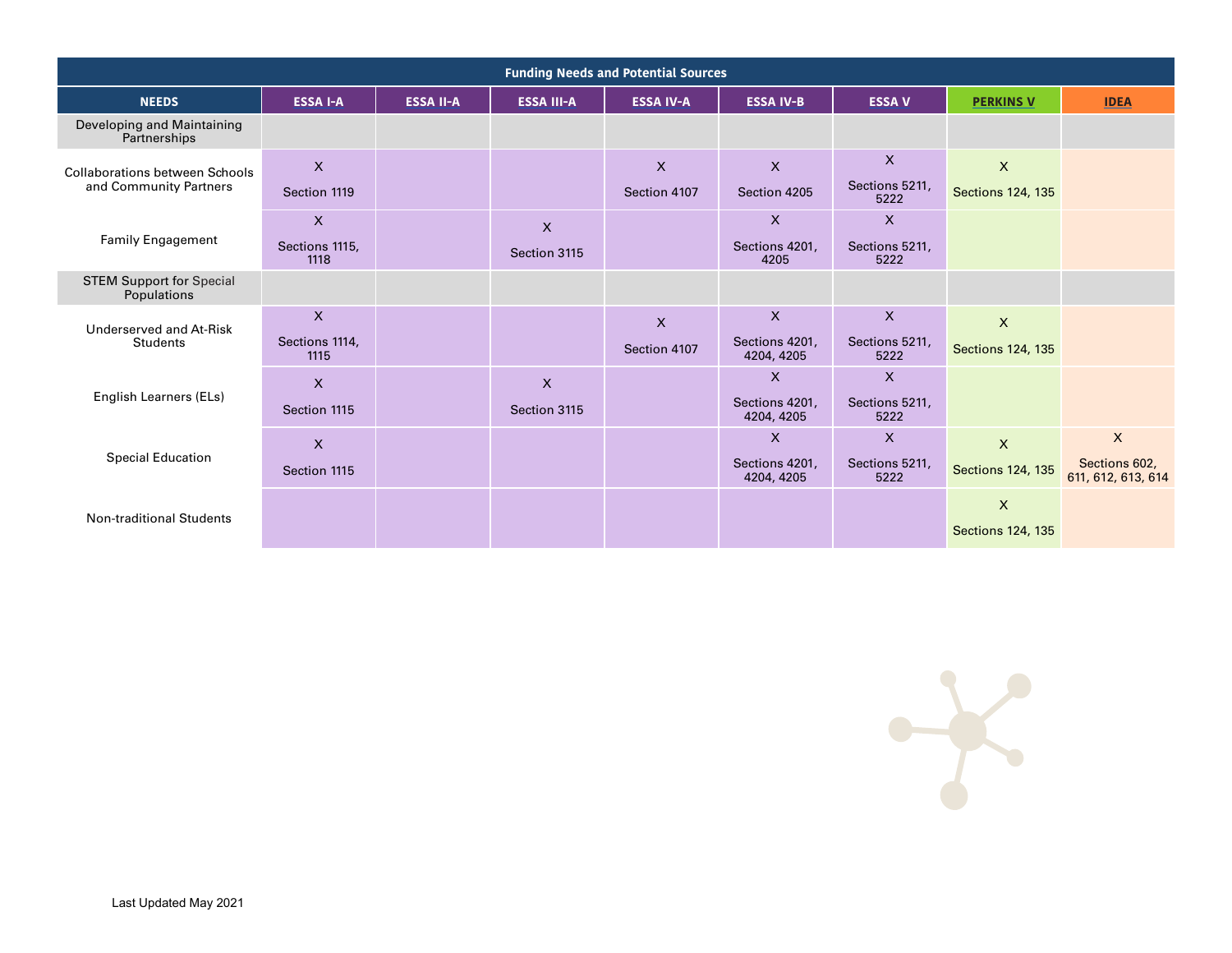| Funding Needs and Potential Sources | | | | | | | | |
|---|---|---|---|---|---|---|---|---|
| **NEEDS** | **ESSA I-A** | **ESSA II-A** | **ESSA III-A** | **ESSA IV-A** | **ESSA IV-B** | **ESSA V** | **PERKINS V** | **IDEA** |
| Developing and Maintaining Partnerships | | | | | | | | |
| Collaborations between Schools and Community Partners | X Section 1119 | | | X Section 4107 | X Section 4205 | X Sections 5211, 5222 | X Sections 124, 135 | |
| Family Engagement | X Sections 1115, 1118 | | X Section 3115 | | X Sections 4201, 4205 | X Sections 5211, 5222 | | |
| STEM Support for Special Populations | | | | | | | | |
| Underserved and At-Risk Students | X Sections 1114, 1115 | | | X Section 4107 | X Sections 4201, 4204, 4205 | X Sections 5211, 5222 | X Sections 124, 135 | |
| English Learners (ELs) | X Section 1115 | | X Section 3115 | | X Sections 4201, 4204, 4205 | X Sections 5211, 5222 | | |
| Special Education | X Section 1115 | | | | X Sections 4201, 4204, 4205 | X Sections 5211, 5222 | X Sections 124, 135 | X Sections 602, 611, 612, 613, 614 |
| Non-traditional Students | | | | | | | X Sections 124, 135 | |

Last Updated May 2021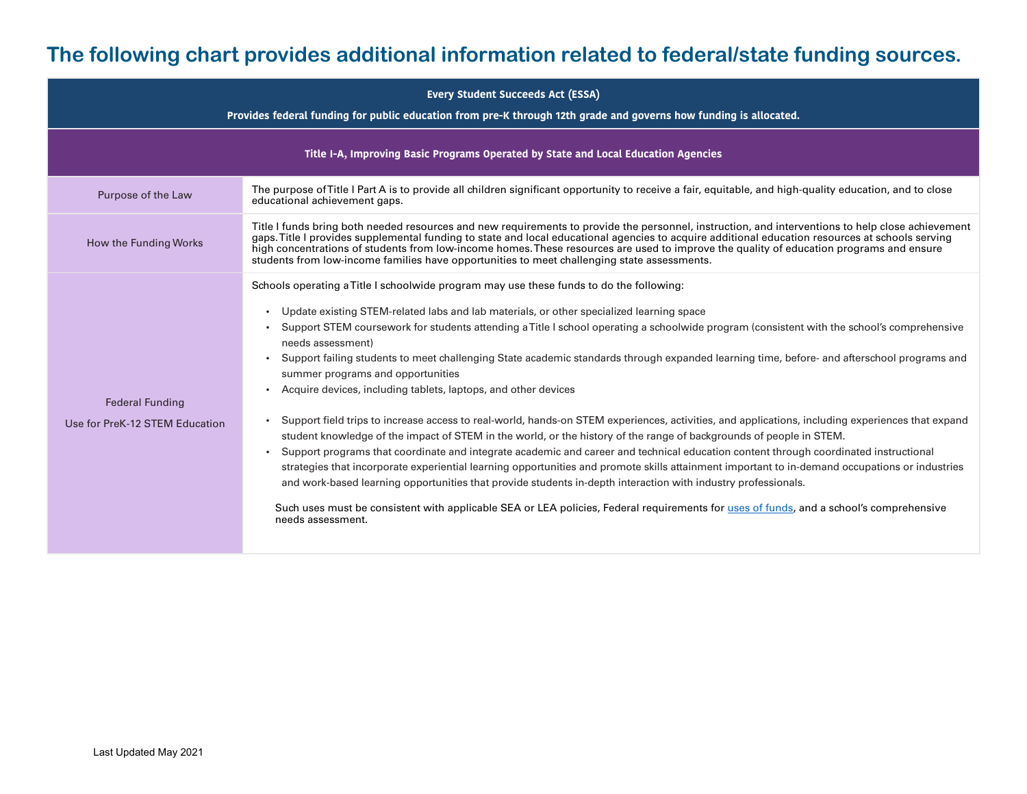# The following chart provides additional information related to federal/state funding sources.

| Every Student Succeeds Act (ESSA)<br>Provides federal funding for public education from pre-K through 12th grade and governs how funding is allocated. | |
|---|---|
| **Title I-A, Improving Basic Programs Operated by State and Local Education Agencies** | |
| Purpose of the Law | The purpose of Title I Part A is to provide all children significant opportunity to receive a fair, equitable, and high-quality education, and to close educational achievement gaps. |
| How the Funding Works | Title I funds bring both needed resources and new requirements to provide the personnel, instruction, and interventions to help close achievement gaps. Title I provides supplemental funding to state and local educational agencies to acquire additional education resources at schools serving high concentrations of students from low-income homes. These resources are used to improve the quality of education programs and ensure students from low-income families have opportunities to meet challenging state assessments. |
| Federal Funding<br>Use for PreK-12 STEM Education | Schools operating a Title I schoolwide program may use these funds to do the following:<br>• Update existing STEM-related labs and lab materials, or other specialized learning space<br>• Support STEM coursework for students attending a Title I school operating a schoolwide program (consistent with the school's comprehensive needs assessment)<br>• Support failing students to meet challenging State academic standards through expanded learning time, before- and afterschool programs and summer programs and opportunities<br>• Acquire devices, including tablets, laptops, and other devices<br>• Support field trips to increase access to real-world, hands-on STEM experiences, activities, and applications, including experiences that expand student knowledge of the impact of STEM in the world, or the history of the range of backgrounds of people in STEM.<br>• Support programs that coordinate and integrate academic and career and technical education content through coordinated instructional strategies that incorporate experiential learning opportunities and promote skills attainment important to in-demand occupations or industries and work-based learning opportunities that provide students in-depth interaction with industry professionals.<br>Such uses must be consistent with applicable SEA or LEA policies, Federal requirements for uses of funds, and a school's comprehensive needs assessment. |

Last Updated May 2021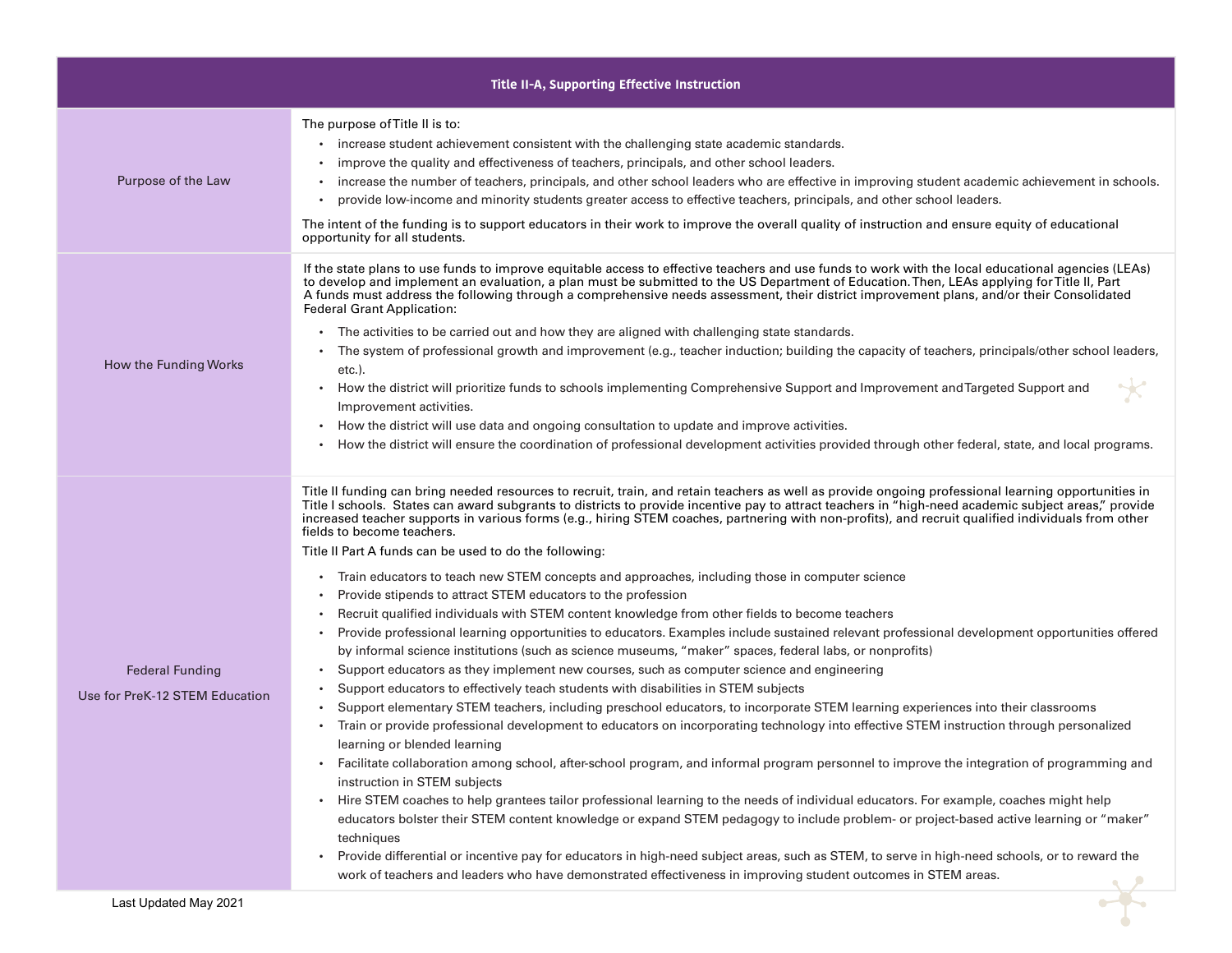| Title II-A, Supporting Effective Instruction | |
|---|---|
| Purpose of the Law | The purpose of Title II is to:<br>• increase student achievement consistent with the challenging state academic standards.<br>• improve the quality and effectiveness of teachers, principals, and other school leaders.<br>• increase the number of teachers, principals, and other school leaders who are effective in improving student academic achievement in schools.<br>• provide low-income and minority students greater access to effective teachers, principals, and other school leaders.<br><br>The intent of the funding is to support educators in their work to improve the overall quality of instruction and ensure equity of educational opportunity for all students. |
| How the Funding Works | If the state plans to use funds to improve equitable access to effective teachers and use funds to work with the local educational agencies (LEAs) to develop and implement an evaluation, a plan must be submitted to the US Department of Education. Then, LEAs applying for Title II, Part A funds must address the following through a comprehensive needs assessment, their district improvement plans, and/or their Consolidated Federal Grant Application:<br>• The activities to be carried out and how they are aligned with challenging state standards.<br>• The system of professional growth and improvement (e.g., teacher induction; building the capacity of teachers, principals/other school leaders, etc.).<br>• How the district will prioritize funds to schools implementing Comprehensive Support and Improvement and Targeted Support and Improvement activities.<br>• How the district will use data and ongoing consultation to update and improve activities.<br>• How the district will ensure the coordination of professional development activities provided through other federal, state, and local programs. |
| Federal Funding<br>Use for PreK-12 STEM Education | Title II funding can bring needed resources to recruit, train, and retain teachers as well as provide ongoing professional learning opportunities in Title I schools. States can award subgrants to districts to provide incentive pay to attract teachers in "high-need academic subject areas," provide increased teacher supports in various forms (e.g., hiring STEM coaches, partnering with non-profits), and recruit qualified individuals from other fields to become teachers.<br>Title II Part A funds can be used to do the following:<br>• Train educators to teach new STEM concepts and approaches, including those in computer science<br>• Provide stipends to attract STEM educators to the profession<br>• Recruit qualified individuals with STEM content knowledge from other fields to become teachers<br>• Provide professional learning opportunities to educators. Examples include sustained relevant professional development opportunities offered by informal science institutions (such as science museums, "maker" spaces, federal labs, or nonprofits)<br>• Support educators as they implement new courses, such as computer science and engineering<br>• Support educators to effectively teach students with disabilities in STEM subjects<br>• Support elementary STEM teachers, including preschool educators, to incorporate STEM learning experiences into their classrooms<br>• Train or provide professional development to educators on incorporating technology into effective STEM instruction through personalized learning or blended learning<br>• Facilitate collaboration among school, after-school program, and informal program personnel to improve the integration of programming and instruction in STEM subjects<br>• Hire STEM coaches to help grantees tailor professional learning to the needs of individual educators. For example, coaches might help educators bolster their STEM content knowledge or expand STEM pedagogy to include problem- or project-based active learning or "maker" techniques<br>• Provide differential or incentive pay for educators in high-need subject areas, such as STEM, to serve in high-need schools, or to reward the work of teachers and leaders who have demonstrated effectiveness in improving student outcomes in STEM areas. |

Last Updated May 2021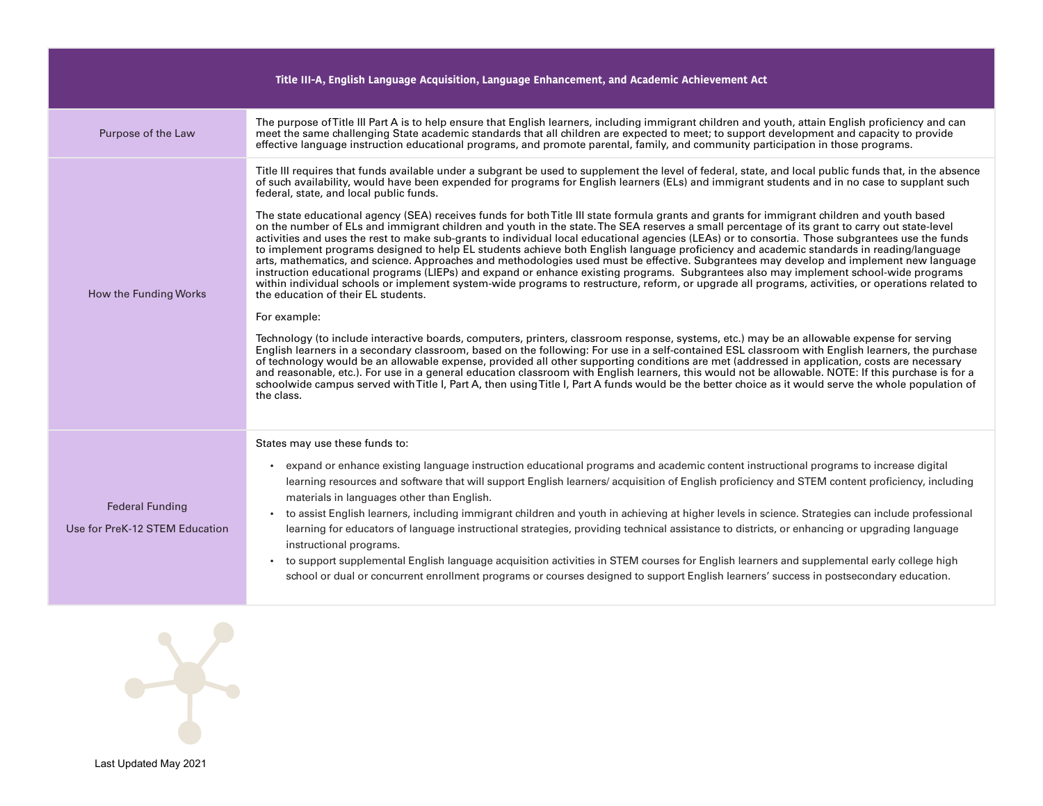| Title III-A, English Language Acquisition, Language Enhancement, and Academic Achievement Act | |
|---|---|
| Purpose of the Law | The purpose of Title III Part A is to help ensure that English learners, including immigrant children and youth, attain English proficiency and can meet the same challenging State academic standards that all children are expected to meet; to support development and capacity to provide effective language instruction educational programs, and promote parental, family, and community participation in those programs. |
| How the Funding Works | Title III requires that funds available under a subgrant be used to supplement the level of federal, state, and local public funds that, in the absence of such availability, would have been expended for programs for English learners (ELs) and immigrant students and in no case to supplant such federal, state, and local public funds.<br><br>The state educational agency (SEA) receives funds for both Title III state formula grants and grants for immigrant children and youth based on the number of ELs and immigrant children and youth in the state. The SEA reserves a small percentage of its grant to carry out state-level activities and uses the rest to make sub-grants to individual local educational agencies (LEAs) or to consortia. Those subgrantees use the funds to implement programs designed to help EL students achieve both English language proficiency and academic standards in reading/language arts, mathematics, and science. Approaches and methodologies used must be effective. Subgrantees may develop and implement new language instruction educational programs (LIEPs) and expand or enhance existing programs. Subgrantees also may implement school-wide programs within individual schools or implement system-wide programs to restructure, reform, or upgrade all programs, activities, or operations related to the education of their EL students.<br><br>For example:<br><br>Technology (to include interactive boards, computers, printers, classroom response, systems, etc.) may be an allowable expense for serving English learners in a secondary classroom, based on the following: For use in a self-contained ESL classroom with English learners, the purchase of technology would be an allowable expense, provided all other supporting conditions are met (addressed in application, costs are necessary and reasonable, etc.). For use in a general education classroom with English learners, this would not be allowable. NOTE: If this purchase is for a schoolwide campus served with Title I, Part A, then using Title I, Part A funds would be the better choice as it would serve the whole population of the class. |
| Federal Funding<br><br>Use for PreK-12 STEM Education | States may use these funds to:<br><br>• expand or enhance existing language instruction educational programs and academic content instructional programs to increase digital learning resources and software that will support English learners/ acquisition of English proficiency and STEM content proficiency, including materials in languages other than English.<br>• to assist English learners, including immigrant children and youth in achieving at higher levels in science. Strategies can include professional learning for educators of language instructional strategies, providing technical assistance to districts, or enhancing or upgrading language instructional programs.<br>• to support supplemental English language acquisition activities in STEM courses for English learners and supplemental early college high school or dual or concurrent enrollment programs or courses designed to support English learners' success in postsecondary education. |

Last Updated May 2021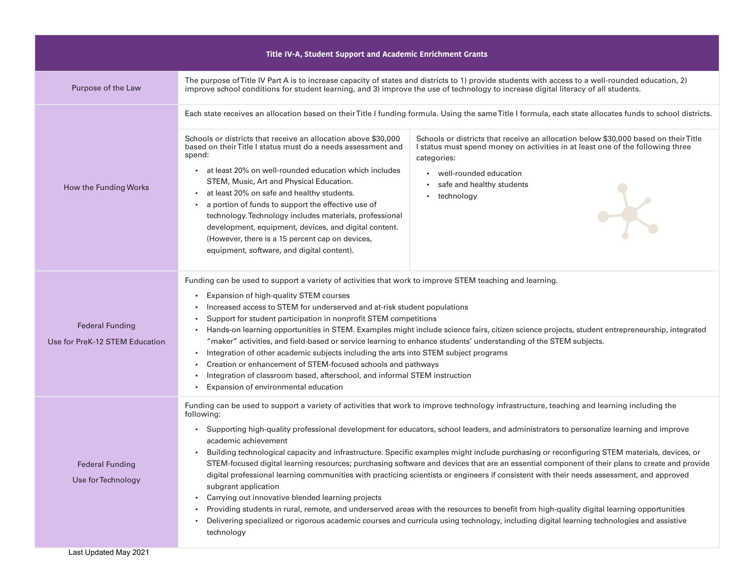| Title IV-A, Student Support and Academic Enrichment Grants | | |
|---|---|---|
| Purpose of the Law | The purpose of Title IV Part A is to increase capacity of states and districts to 1) provide students with access to a well-rounded education, 2) improve school conditions for student learning, and 3) improve the use of technology to increase digital literacy of all students. | |
| How the Funding Works | Each state receives an allocation based on their Title I funding formula. Using the same Title I formula, each state allocates funds to school districts. | |
| | Schools or districts that receive an allocation above $30,000 based on their Title I status must do a needs assessment and spend:<br>• at least 20% on well-rounded education which includes STEM, Music, Art and Physical Education.<br>• at least 20% on safe and healthy students.<br>• a portion of funds to support the effective use of technology. Technology includes materials, professional development, equipment, devices, and digital content. (However, there is a 15 percent cap on devices, equipment, software, and digital content). | Schools or districts that receive an allocation below $30,000 based on their Title I status must spend money on activities in at least one of the following three categories:<br>• well-rounded education<br>• safe and healthy students<br>• technology |
| Federal Funding Use for PreK-12 STEM Education | Funding can be used to support a variety of activities that work to improve STEM teaching and learning.<br>• Expansion of high-quality STEM courses<br>• Increased access to STEM for underserved and at-risk student populations<br>• Support for student participation in nonprofit STEM competitions<br>• Hands-on learning opportunities in STEM. Examples might include science fairs, citizen science projects, student entrepreneurship, integrated "maker" activities, and field-based or service learning to enhance students' understanding of the STEM subjects.<br>• Integration of other academic subjects including the arts into STEM subject programs<br>• Creation or enhancement of STEM-focused schools and pathways<br>• Integration of classroom based, afterschool, and informal STEM instruction<br>• Expansion of environmental education | |
| Federal Funding Use for Technology | Funding can be used to support a variety of activities that work to improve technology infrastructure, teaching and learning including the following:<br>• Supporting high-quality professional development for educators, school leaders, and administrators to personalize learning and improve academic achievement<br>• Building technological capacity and infrastructure. Specific examples might include purchasing or reconfiguring STEM materials, devices, or STEM-focused digital learning resources; purchasing software and devices that are an essential component of their plans to create and provide digital professional learning communities with practicing scientists or engineers if consistent with their needs assessment, and approved subgrant application<br>• Carrying out innovative blended learning projects<br>• Providing students in rural, remote, and underserved areas with the resources to benefit from high-quality digital learning opportunities<br>• Delivering specialized or rigorous academic courses and curricula using technology, including digital learning technologies and assistive technology | |

Last Updated May 2021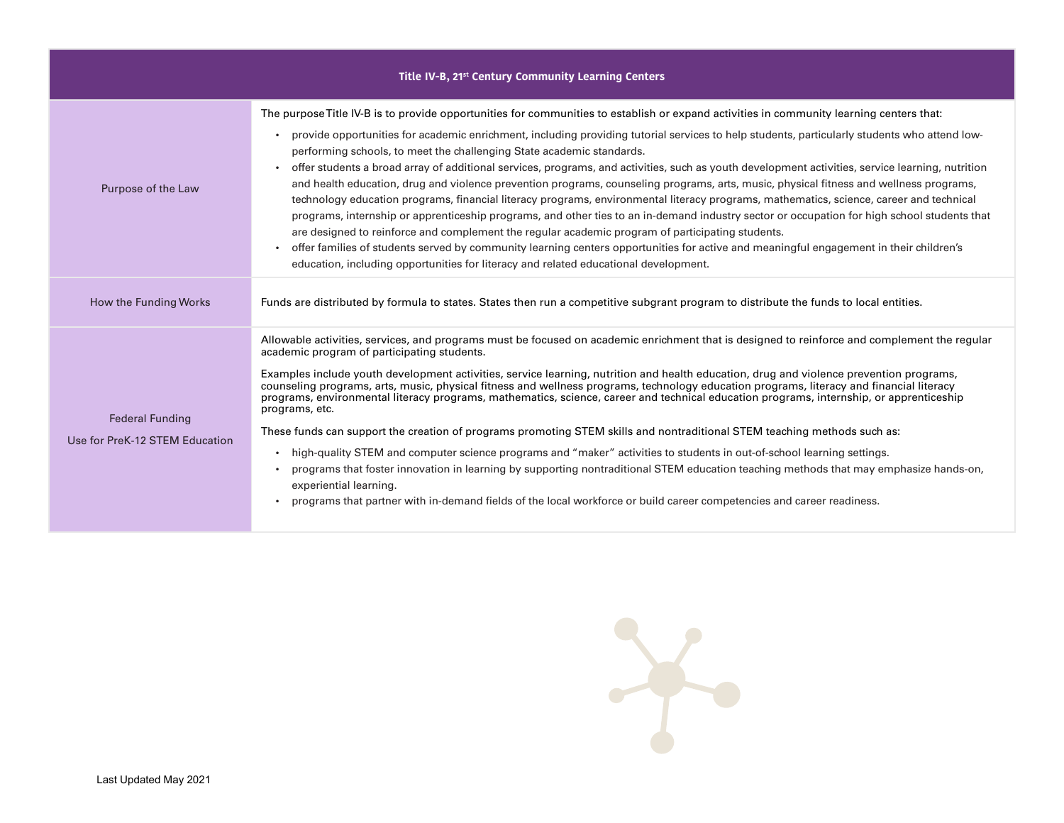| Title IV-B, 21st Century Community Learning Centers | |
|---|---|
| Purpose of the Law | The purpose Title IV-B is to provide opportunities for communities to establish or expand activities in community learning centers that:<br>• provide opportunities for academic enrichment, including providing tutorial services to help students, particularly students who attend low-performing schools, to meet the challenging State academic standards.<br>• offer students a broad array of additional services, programs, and activities, such as youth development activities, service learning, nutrition and health education, drug and violence prevention programs, counseling programs, arts, music, physical fitness and wellness programs, technology education programs, financial literacy programs, environmental literacy programs, mathematics, science, career and technical programs, internship or apprenticeship programs, and other ties to an in-demand industry sector or occupation for high school students that are designed to reinforce and complement the regular academic program of participating students.<br>• offer families of students served by community learning centers opportunities for active and meaningful engagement in their children's education, including opportunities for literacy and related educational development. |
| How the Funding Works | Funds are distributed by formula to states. States then run a competitive subgrant program to distribute the funds to local entities. |
| Federal Funding Use for PreK-12 STEM Education | Allowable activities, services, and programs must be focused on academic enrichment that is designed to reinforce and complement the regular academic program of participating students.<br><br>Examples include youth development activities, service learning, nutrition and health education, drug and violence prevention programs, counseling programs, arts, music, physical fitness and wellness programs, technology education programs, literacy and financial literacy programs, environmental literacy programs, mathematics, science, career and technical education programs, internship, or apprenticeship programs, etc.<br><br>These funds can support the creation of programs promoting STEM skills and nontraditional STEM teaching methods such as:<br>• high-quality STEM and computer science programs and "maker" activities to students in out-of-school learning settings.<br>• programs that foster innovation in learning by supporting nontraditional STEM education teaching methods that may emphasize hands-on, experiential learning.<br>• programs that partner with in-demand fields of the local workforce or build career competencies and career readiness. |

Last Updated May 2021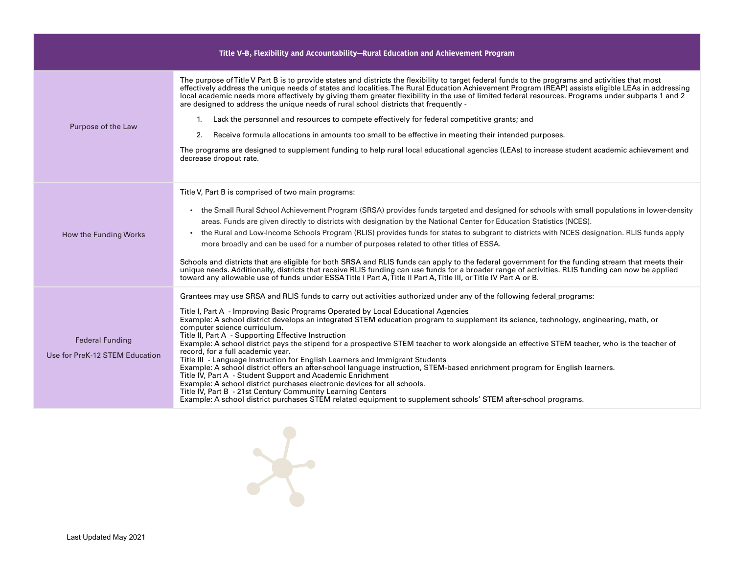| Title V-B, Flexibility and Accountability—Rural Education and Achievement Program | |
|---|---|
| Purpose of the Law | The purpose of Title V Part B is to provide states and districts the flexibility to target federal funds to the programs and activities that most effectively address the unique needs of states and localities. The Rural Education Achievement Program (REAP) assists eligible LEAs in addressing local academic needs more effectively by giving them greater flexibility in the use of limited federal resources. Programs under subparts 1 and 2 are designed to address the unique needs of rural school districts that frequently - <br><br>1. Lack the personnel and resources to compete effectively for federal competitive grants; and <br>2. Receive formula allocations in amounts too small to be effective in meeting their intended purposes. <br><br>The programs are designed to supplement funding to help rural local educational agencies (LEAs) to increase student academic achievement and decrease dropout rate. |
| How the Funding Works | Title V, Part B is comprised of two main programs: <br><br>• the Small Rural School Achievement Program (SRSA) provides funds targeted and designed for schools with small populations in lower-density areas. Funds are given directly to districts with designation by the National Center for Education Statistics (NCES). <br>• the Rural and Low-Income Schools Program (RLIS) provides funds for states to subgrant to districts with NCES designation. RLIS funds apply more broadly and can be used for a number of purposes related to other titles of ESSA. <br><br>Schools and districts that are eligible for both SRSA and RLIS funds can apply to the federal government for the funding stream that meets their unique needs. Additionally, districts that receive RLIS funding can use funds for a broader range of activities. RLIS funding can now be applied toward any allowable use of funds under ESSA Title I Part A, Title II Part A, Title III, or Title IV Part A or B. |
| Federal Funding Use for PreK-12 STEM Education | Grantees may use SRSA and RLIS funds to carry out activities authorized under any of the following federal programs: <br><br>Title I, Part A - Improving Basic Programs Operated by Local Educational Agencies <br>Example: A school district develops an integrated STEM education program to supplement its science, technology, engineering, math, or computer science curriculum. <br>Title II, Part A - Supporting Effective Instruction <br>Example: A school district pays the stipend for a prospective STEM teacher to work alongside an effective STEM teacher, who is the teacher of record, for a full academic year. <br>Title III - Language Instruction for English Learners and Immigrant Students <br>Example: A school district offers an after-school language instruction, STEM-based enrichment program for English learners. <br>Title IV, Part A - Student Support and Academic Enrichment <br>Example: A school district purchases electronic devices for all schools. <br>Title IV, Part B - 21st Century Community Learning Centers <br>Example: A school district purchases STEM related equipment to supplement schools' STEM after-school programs. |

Last Updated May 2021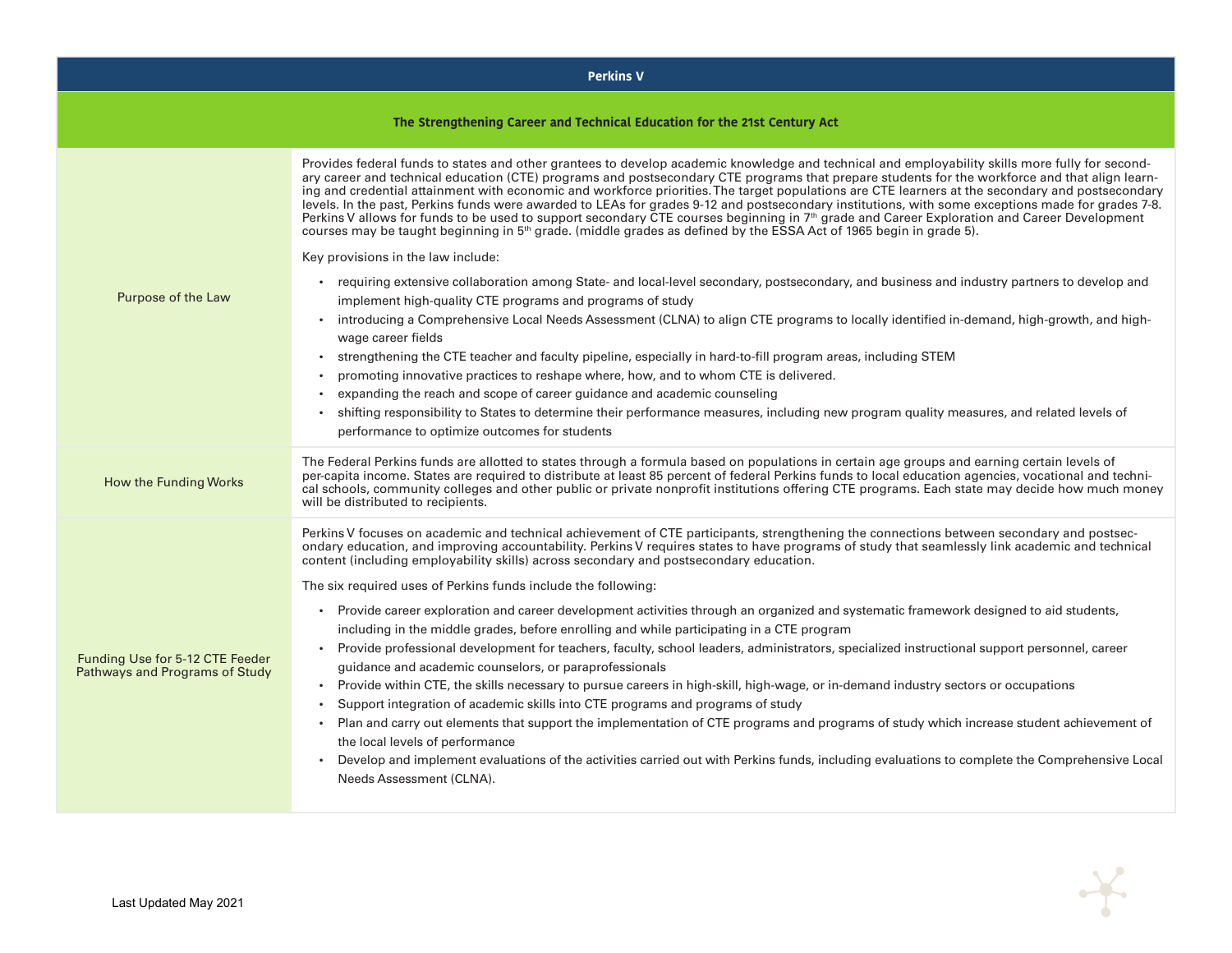| Perkins V | |
|---|---|
| **The Strengthening Career and Technical Education for the 21st Century Act** | |
| Purpose of the Law | Provides federal funds to states and other grantees to develop academic knowledge and technical and employability skills more fully for secondary career and technical education (CTE) programs and postsecondary CTE programs that prepare students for the workforce and that align learning and credential attainment with economic and workforce priorities. The target populations are CTE learners at the secondary and postsecondary levels. In the past, Perkins funds were awarded to LEAs for grades 9-12 and postsecondary institutions, with some exceptions made for grades 7-8. Perkins V allows for funds to be used to support secondary CTE courses beginning in 7th grade and Career Exploration and Career Development courses may be taught beginning in 5th grade. (middle grades as defined by the ESSA Act of 1965 begin in grade 5).<br><br>Key provisions in the law include:<br>• requiring extensive collaboration among State- and local-level secondary, postsecondary, and business and industry partners to develop and implement high-quality CTE programs and programs of study<br>• introducing a Comprehensive Local Needs Assessment (CLNA) to align CTE programs to locally identified in-demand, high-growth, and high-wage career fields<br>• strengthening the CTE teacher and faculty pipeline, especially in hard-to-fill program areas, including STEM<br>• promoting innovative practices to reshape where, how, and to whom CTE is delivered.<br>• expanding the reach and scope of career guidance and academic counseling<br>• shifting responsibility to States to determine their performance measures, including new program quality measures, and related levels of performance to optimize outcomes for students |
| How the Funding Works | The Federal Perkins funds are allotted to states through a formula based on populations in certain age groups and earning certain levels of per-capita income. States are required to distribute at least 85 percent of federal Perkins funds to local education agencies, vocational and technical schools, community colleges and other public or private nonprofit institutions offering CTE programs. Each state may decide how much money will be distributed to recipients. |
| Funding Use for 5-12 CTE Feeder Pathways and Programs of Study | Perkins V focuses on academic and technical achievement of CTE participants, strengthening the connections between secondary and postsecondary education, and improving accountability. Perkins V requires states to have programs of study that seamlessly link academic and technical content (including employability skills) across secondary and postsecondary education.<br><br>The six required uses of Perkins funds include the following:<br>• Provide career exploration and career development activities through an organized and systematic framework designed to aid students, including in the middle grades, before enrolling and while participating in a CTE program<br>• Provide professional development for teachers, faculty, school leaders, administrators, specialized instructional support personnel, career guidance and academic counselors, or paraprofessionals<br>• Provide within CTE, the skills necessary to pursue careers in high-skill, high-wage, or in-demand industry sectors or occupations<br>• Support integration of academic skills into CTE programs and programs of study<br>• Plan and carry out elements that support the implementation of CTE programs and programs of study which increase student achievement of the local levels of performance<br>• Develop and implement evaluations of the activities carried out with Perkins funds, including evaluations to complete the Comprehensive Local Needs Assessment (CLNA). |

Last Updated May 2021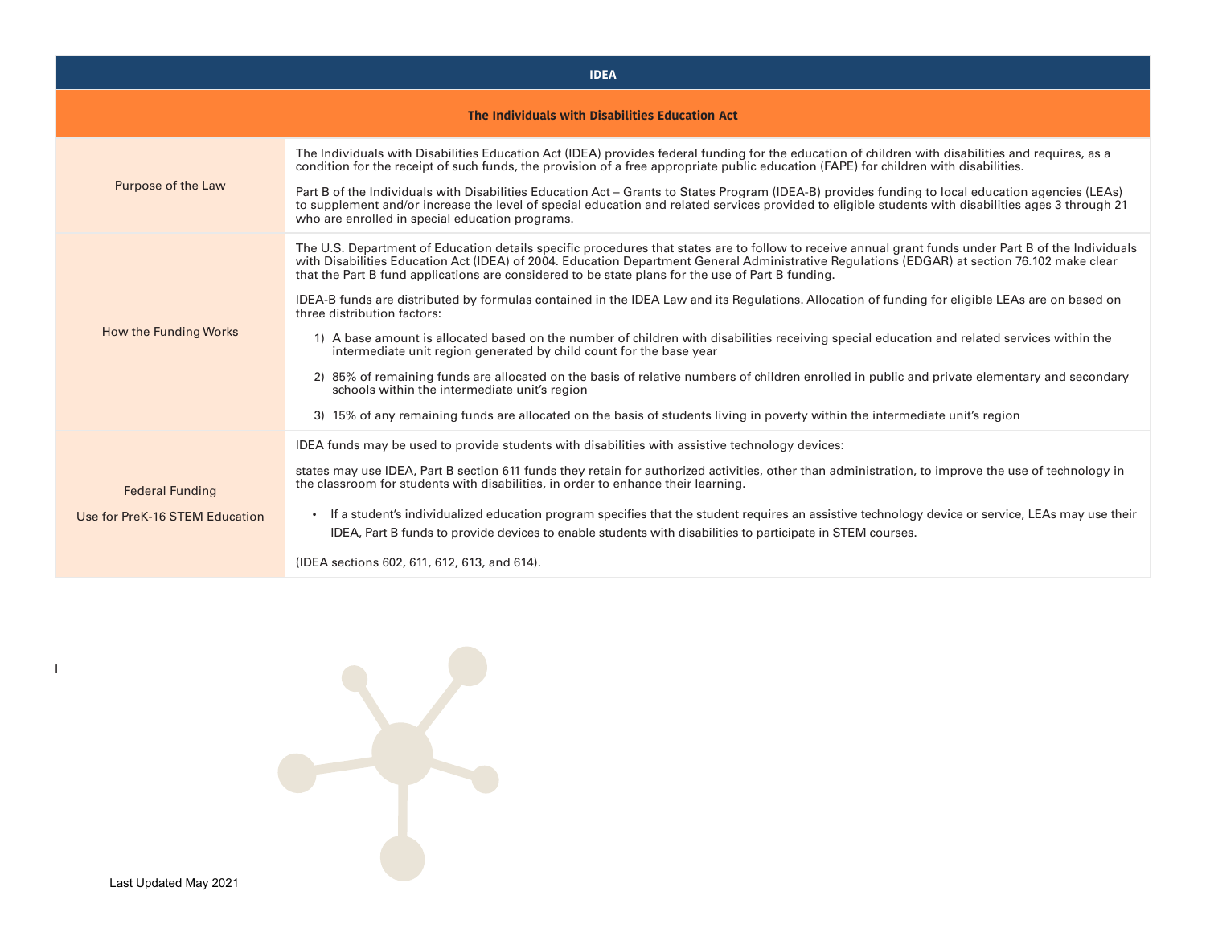| IDEA | |
|---|---|
| **The Individuals with Disabilities Education Act** | |
| Purpose of the Law | The Individuals with Disabilities Education Act (IDEA) provides federal funding for the education of children with disabilities and requires, as a condition for the receipt of such funds, the provision of a free appropriate public education (FAPE) for children with disabilities.<br><br>Part B of the Individuals with Disabilities Education Act – Grants to States Program (IDEA-B) provides funding to local education agencies (LEAs) to supplement and/or increase the level of special education and related services provided to eligible students with disabilities ages 3 through 21 who are enrolled in special education programs. |
| How the Funding Works | The U.S. Department of Education details specific procedures that states are to follow to receive annual grant funds under Part B of the Individuals with Disabilities Education Act (IDEA) of 2004. Education Department General Administrative Regulations (EDGAR) at section 76.102 make clear that the Part B fund applications are considered to be state plans for the use of Part B funding.<br><br>IDEA-B funds are distributed by formulas contained in the IDEA Law and its Regulations. Allocation of funding for eligible LEAs are on based on three distribution factors:<br><br>1) A base amount is allocated based on the number of children with disabilities receiving special education and related services within the intermediate unit region generated by child count for the base year<br><br>2) 85% of remaining funds are allocated on the basis of relative numbers of children enrolled in public and private elementary and secondary schools within the intermediate unit's region<br><br>3) 15% of any remaining funds are allocated on the basis of students living in poverty within the intermediate unit's region |
| Federal Funding<br><br>Use for PreK-16 STEM Education | IDEA funds may be used to provide students with disabilities with assistive technology devices:<br><br>states may use IDEA, Part B section 611 funds they retain for authorized activities, other than administration, to improve the use of technology in the classroom for students with disabilities, in order to enhance their learning.<br><br>• If a student's individualized education program specifies that the student requires an assistive technology device or service, LEAs may use their IDEA, Part B funds to provide devices to enable students with disabilities to participate in STEM courses.<br><br>(IDEA sections 602, 611, 612, 613, and 614). |

Last Updated May 2021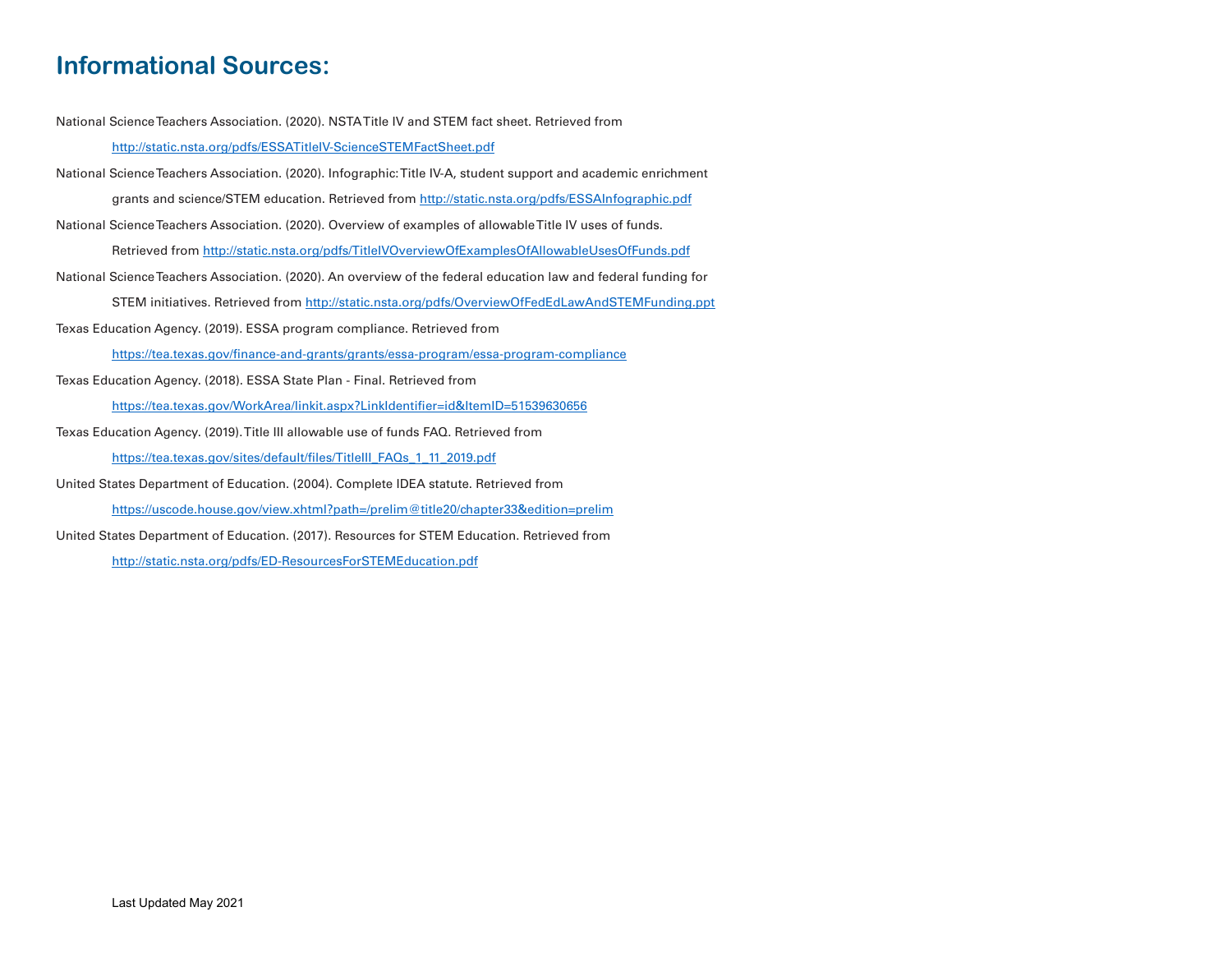## Informational Sources:

National Science Teachers Association. (2020). NSTA Title IV and STEM fact sheet. Retrieved from http://static.nsta.org/pdfs/ESSATitleIV-ScienceSTEMFactSheet.pdf

National Science Teachers Association. (2020). Infographic: Title IV-A, student support and academic enrichment grants and science/STEM education. Retrieved from http://static.nsta.org/pdfs/ESSAInfographic.pdf

National Science Teachers Association. (2020). Overview of examples of allowable Title IV uses of funds. Retrieved from http://static.nsta.org/pdfs/TitleIVOverviewOfExamplesOfAllowableUsesOfFunds.pdf

National Science Teachers Association. (2020). An overview of the federal education law and federal funding for STEM initiatives. Retrieved from http://static.nsta.org/pdfs/OverviewOfFedEdLawAndSTEMFunding.ppt

Texas Education Agency. (2019). ESSA program compliance. Retrieved from https://tea.texas.gov/finance-and-grants/grants/essa-program/essa-program-compliance

Texas Education Agency. (2018). ESSA State Plan - Final. Retrieved from https://tea.texas.gov/WorkArea/linkit.aspx?LinkIdentifier=id&ItemID=51539630656

Texas Education Agency. (2019). Title III allowable use of funds FAQ. Retrieved from https://tea.texas.gov/sites/default/files/TitleIII_FAQs_1_11_2019.pdf

United States Department of Education. (2004). Complete IDEA statute. Retrieved from https://uscode.house.gov/view.xhtml?path=/prelim@title20/chapter33&edition=prelim

United States Department of Education. (2017). Resources for STEM Education. Retrieved from http://static.nsta.org/pdfs/ED-ResourcesForSTEMEducation.pdf

Last Updated May 2021